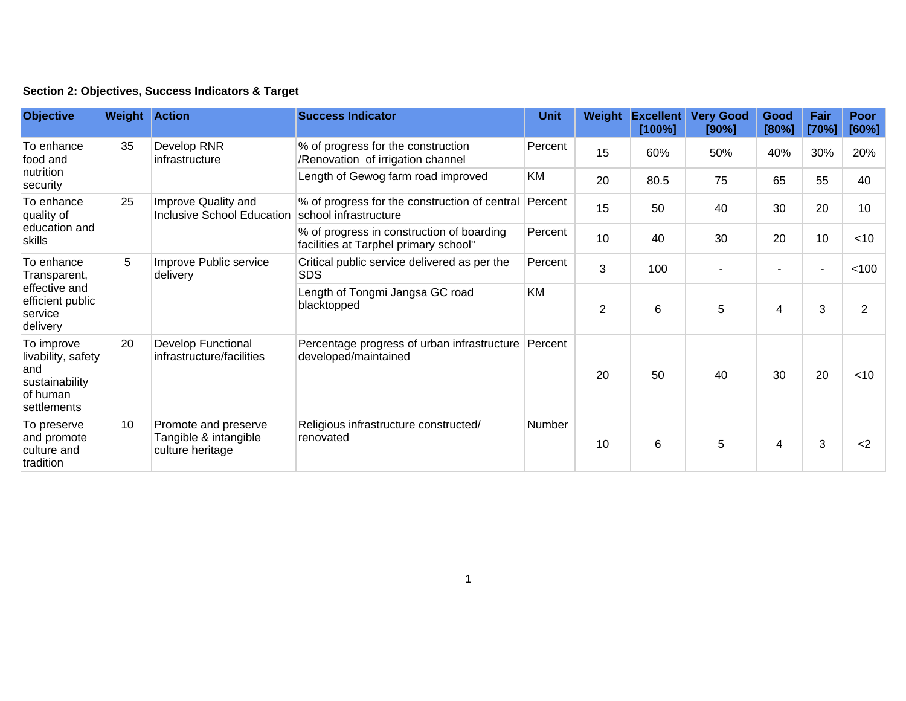**Section 2: Objectives, Success Indicators & Target**

| Objective | Weight | Action | Success Indicator | Unit | Weight | Excellent [100%] | Very Good [90%] | Good [80%] | Fair [70%] | Poor [60%] |
|---|---|---|---|---|---|---|---|---|---|---|
| To enhance food and nutrition security | 35 | Develop RNR infrastructure | % of progress for the construction /Renovation of irrigation channel | Percent | 15 | 60% | 50% | 40% | 30% | 20% |
| | | | Length of Gewog farm road improved | KM | 20 | 80.5 | 75 | 65 | 55 | 40 |
| To enhance quality of education and skills | 25 | Improve Quality and Inclusive School Education | % of progress for the construction of central school infrastructure | Percent | 15 | 50 | 40 | 30 | 20 | 10 |
| | | | % of progress in construction of boarding facilities at Tarphel primary school" | Percent | 10 | 40 | 30 | 20 | 10 | <10 |
| To enhance Transparent, effective and efficient public service delivery | 5 | Improve Public service delivery | Critical public service delivered as per the SDS | Percent | 3 | 100 | - | - | - | <100 |
| | | | Length of Tongmi Jangsa GC road blacktopped | KM | 2 | 6 | 5 | 4 | 3 | 2 |
| To improve livability, safety and sustainability of human settlements | 20 | Develop Functional infrastructure/facilities | Percentage progress of urban infrastructure developed/maintained | Percent | 20 | 50 | 40 | 30 | 20 | <10 |
| To preserve and promote culture and tradition | 10 | Promote and preserve Tangible & intangible culture heritage | Religious infrastructure constructed/ renovated | Number | 10 | 6 | 5 | 4 | 3 | <2 |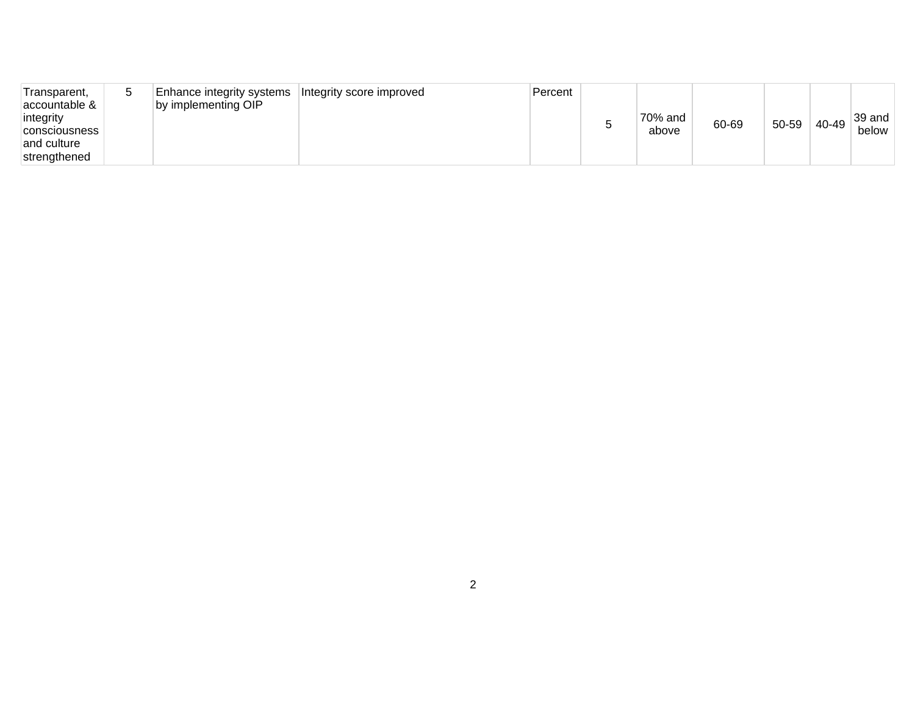| | | | | | | | | | | |
|---|---|---|---|---|---|---|---|---|---|---|
| Transparent, accountable & integrity consciousness and culture strengthened | 5 | Enhance integrity systems by implementing OIP | Integrity score improved | Percent | 5 | 70% and above | 60-69 | 50-59 | 40-49 | 39 and below |